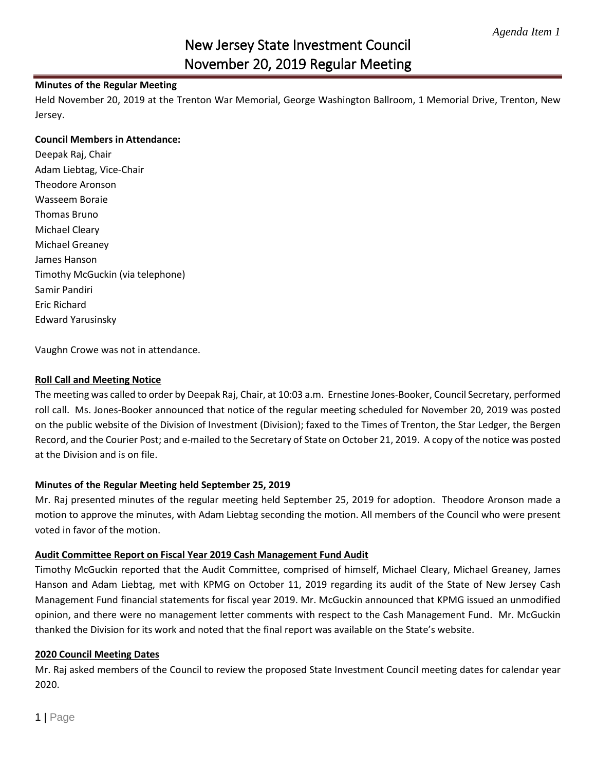*Agenda Item 1*

# New Jersey State Investment Council
# November 20, 2019 Regular Meeting

**Minutes of the Regular Meeting**

Held November 20, 2019 at the Trenton War Memorial, George Washington Ballroom, 1 Memorial Drive, Trenton, New Jersey.

**Council Members in Attendance:**

Deepak Raj, Chair
Adam Liebtag, Vice-Chair
Theodore Aronson
Wasseem Boraie
Thomas Bruno
Michael Cleary
Michael Greaney
James Hanson
Timothy McGuckin (via telephone)
Samir Pandiri
Eric Richard
Edward Yarusinsky

Vaughn Crowe was not in attendance.

**Roll Call and Meeting Notice**

The meeting was called to order by Deepak Raj, Chair, at 10:03 a.m. Ernestine Jones-Booker, Council Secretary, performed roll call. Ms. Jones-Booker announced that notice of the regular meeting scheduled for November 20, 2019 was posted on the public website of the Division of Investment (Division); faxed to the Times of Trenton, the Star Ledger, the Bergen Record, and the Courier Post; and e-mailed to the Secretary of State on October 21, 2019. A copy of the notice was posted at the Division and is on file.

**Minutes of the Regular Meeting held September 25, 2019**

Mr. Raj presented minutes of the regular meeting held September 25, 2019 for adoption. Theodore Aronson made a motion to approve the minutes, with Adam Liebtag seconding the motion. All members of the Council who were present voted in favor of the motion.

**Audit Committee Report on Fiscal Year 2019 Cash Management Fund Audit**

Timothy McGuckin reported that the Audit Committee, comprised of himself, Michael Cleary, Michael Greaney, James Hanson and Adam Liebtag, met with KPMG on October 11, 2019 regarding its audit of the State of New Jersey Cash Management Fund financial statements for fiscal year 2019. Mr. McGuckin announced that KPMG issued an unmodified opinion, and there were no management letter comments with respect to the Cash Management Fund. Mr. McGuckin thanked the Division for its work and noted that the final report was available on the State's website.

**2020 Council Meeting Dates**

Mr. Raj asked members of the Council to review the proposed State Investment Council meeting dates for calendar year 2020.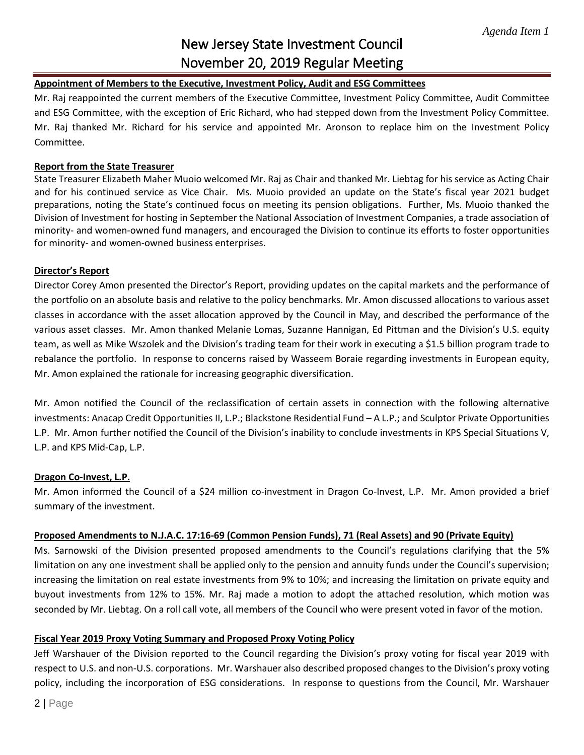**Appointment of Members to the Executive, Investment Policy, Audit and ESG Committees**

Mr. Raj reappointed the current members of the Executive Committee, Investment Policy Committee, Audit Committee and ESG Committee, with the exception of Eric Richard, who had stepped down from the Investment Policy Committee. Mr. Raj thanked Mr. Richard for his service and appointed Mr. Aronson to replace him on the Investment Policy Committee.

**Report from the State Treasurer**

State Treasurer Elizabeth Maher Muoio welcomed Mr. Raj as Chair and thanked Mr. Liebtag for his service as Acting Chair and for his continued service as Vice Chair. Ms. Muoio provided an update on the State's fiscal year 2021 budget preparations, noting the State's continued focus on meeting its pension obligations. Further, Ms. Muoio thanked the Division of Investment for hosting in September the National Association of Investment Companies, a trade association of minority- and women-owned fund managers, and encouraged the Division to continue its efforts to foster opportunities for minority- and women-owned business enterprises.

**Director's Report**

Director Corey Amon presented the Director's Report, providing updates on the capital markets and the performance of the portfolio on an absolute basis and relative to the policy benchmarks. Mr. Amon discussed allocations to various asset classes in accordance with the asset allocation approved by the Council in May, and described the performance of the various asset classes. Mr. Amon thanked Melanie Lomas, Suzanne Hannigan, Ed Pittman and the Division's U.S. equity team, as well as Mike Wszolek and the Division's trading team for their work in executing a $1.5 billion program trade to rebalance the portfolio. In response to concerns raised by Wasseem Boraie regarding investments in European equity, Mr. Amon explained the rationale for increasing geographic diversification.

Mr. Amon notified the Council of the reclassification of certain assets in connection with the following alternative investments: Anacap Credit Opportunities II, L.P.; Blackstone Residential Fund – A L.P.; and Sculptor Private Opportunities L.P. Mr. Amon further notified the Council of the Division's inability to conclude investments in KPS Special Situations V, L.P. and KPS Mid-Cap, L.P.

**Dragon Co-Invest, L.P.**

Mr. Amon informed the Council of a $24 million co-investment in Dragon Co-Invest, L.P. Mr. Amon provided a brief summary of the investment.

**Proposed Amendments to N.J.A.C. 17:16-69 (Common Pension Funds), 71 (Real Assets) and 90 (Private Equity)**

Ms. Sarnowski of the Division presented proposed amendments to the Council's regulations clarifying that the 5% limitation on any one investment shall be applied only to the pension and annuity funds under the Council's supervision; increasing the limitation on real estate investments from 9% to 10%; and increasing the limitation on private equity and buyout investments from 12% to 15%. Mr. Raj made a motion to adopt the attached resolution, which motion was seconded by Mr. Liebtag. On a roll call vote, all members of the Council who were present voted in favor of the motion.

**Fiscal Year 2019 Proxy Voting Summary and Proposed Proxy Voting Policy**

Jeff Warshauer of the Division reported to the Council regarding the Division's proxy voting for fiscal year 2019 with respect to U.S. and non-U.S. corporations. Mr. Warshauer also described proposed changes to the Division's proxy voting policy, including the incorporation of ESG considerations. In response to questions from the Council, Mr. Warshauer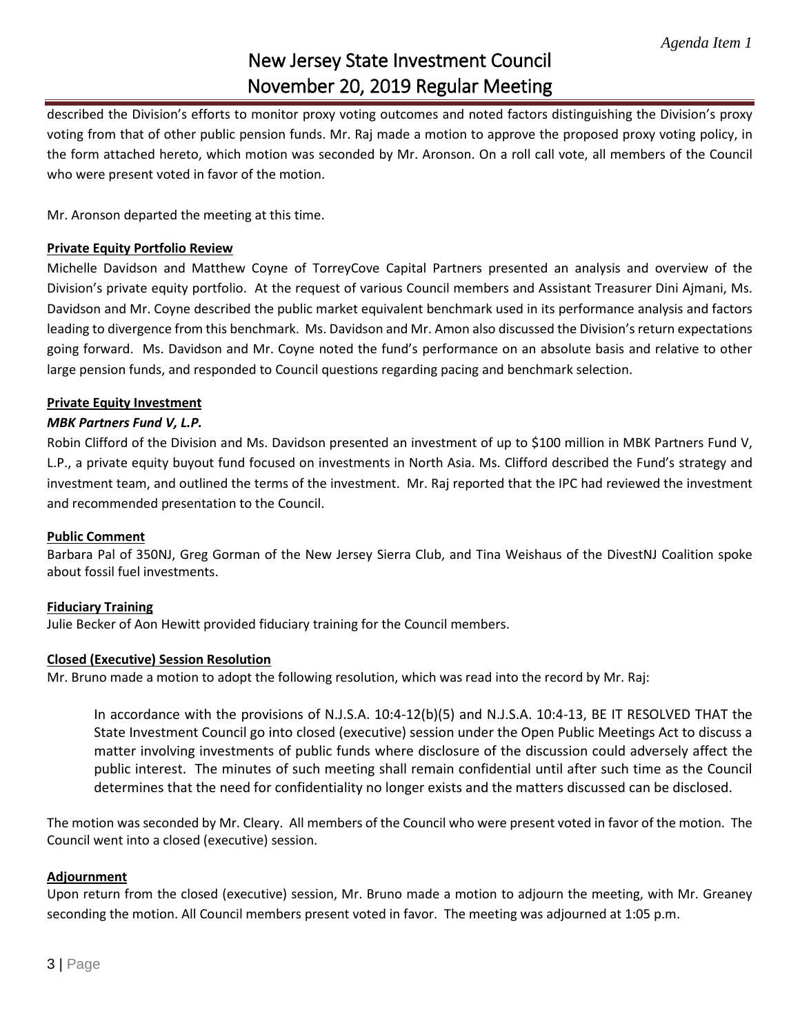described the Division's efforts to monitor proxy voting outcomes and noted factors distinguishing the Division's proxy voting from that of other public pension funds. Mr. Raj made a motion to approve the proposed proxy voting policy, in the form attached hereto, which motion was seconded by Mr. Aronson. On a roll call vote, all members of the Council who were present voted in favor of the motion.

Mr. Aronson departed the meeting at this time.

**Private Equity Portfolio Review**

Michelle Davidson and Matthew Coyne of TorreyCove Capital Partners presented an analysis and overview of the Division's private equity portfolio. At the request of various Council members and Assistant Treasurer Dini Ajmani, Ms. Davidson and Mr. Coyne described the public market equivalent benchmark used in its performance analysis and factors leading to divergence from this benchmark. Ms. Davidson and Mr. Amon also discussed the Division's return expectations going forward. Ms. Davidson and Mr. Coyne noted the fund's performance on an absolute basis and relative to other large pension funds, and responded to Council questions regarding pacing and benchmark selection.

**Private Equity Investment**

***MBK Partners Fund V, L.P.***

Robin Clifford of the Division and Ms. Davidson presented an investment of up to $100 million in MBK Partners Fund V, L.P., a private equity buyout fund focused on investments in North Asia. Ms. Clifford described the Fund's strategy and investment team, and outlined the terms of the investment. Mr. Raj reported that the IPC had reviewed the investment and recommended presentation to the Council.

**Public Comment**

Barbara Pal of 350NJ, Greg Gorman of the New Jersey Sierra Club, and Tina Weishaus of the DivestNJ Coalition spoke about fossil fuel investments.

**Fiduciary Training**

Julie Becker of Aon Hewitt provided fiduciary training for the Council members.

**Closed (Executive) Session Resolution**

Mr. Bruno made a motion to adopt the following resolution, which was read into the record by Mr. Raj:

> In accordance with the provisions of N.J.S.A. 10:4-12(b)(5) and N.J.S.A. 10:4-13, BE IT RESOLVED THAT the State Investment Council go into closed (executive) session under the Open Public Meetings Act to discuss a matter involving investments of public funds where disclosure of the discussion could adversely affect the public interest. The minutes of such meeting shall remain confidential until after such time as the Council determines that the need for confidentiality no longer exists and the matters discussed can be disclosed.

The motion was seconded by Mr. Cleary. All members of the Council who were present voted in favor of the motion. The Council went into a closed (executive) session.

**Adjournment**

Upon return from the closed (executive) session, Mr. Bruno made a motion to adjourn the meeting, with Mr. Greaney seconding the motion. All Council members present voted in favor. The meeting was adjourned at 1:05 p.m.